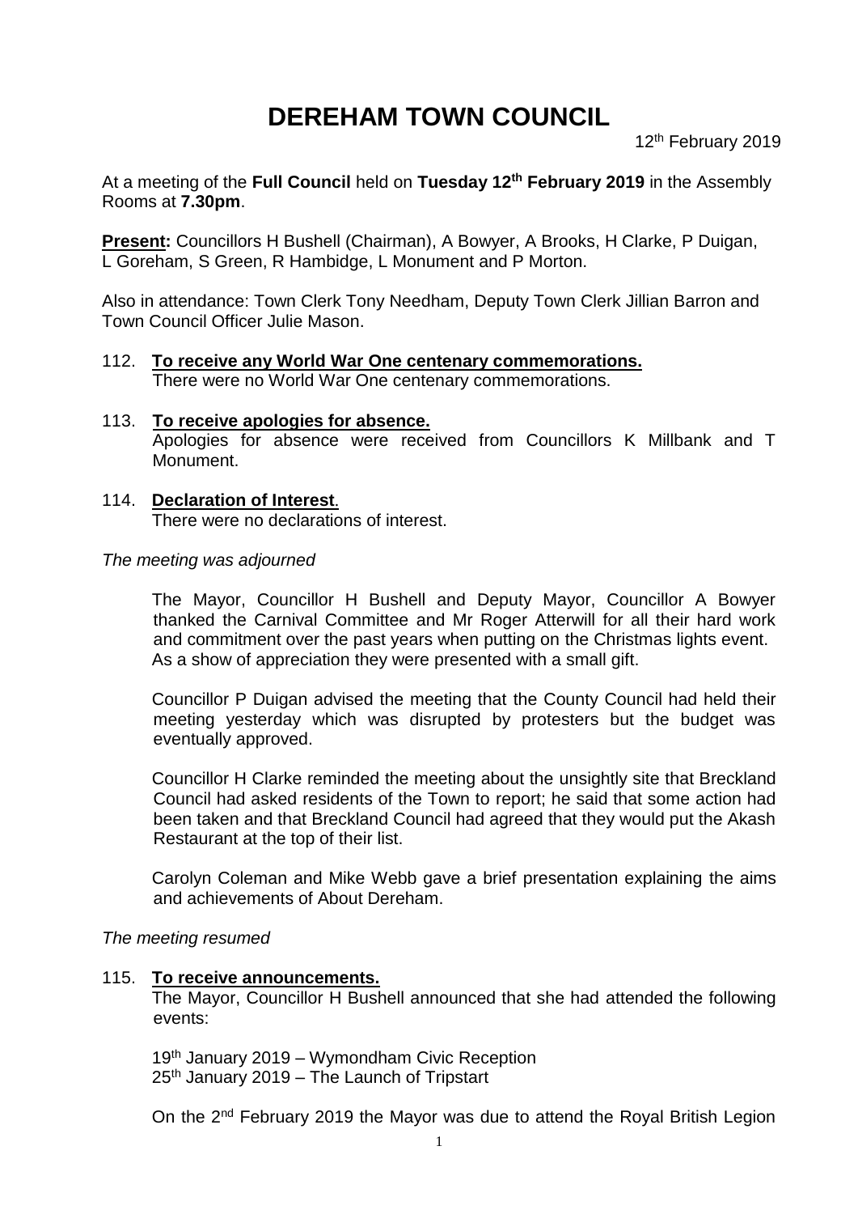# DEREHAM TOWN COUNCIL

12th February 2019

At a meeting of the **Full Council** held on **Tuesday 12th February 2019** in the Assembly Rooms at **7.30pm**.

**Present:** Councillors H Bushell (Chairman), A Bowyer, A Brooks, H Clarke, P Duigan, L Goreham, S Green, R Hambidge, L Monument and P Morton.

Also in attendance: Town Clerk Tony Needham, Deputy Town Clerk Jillian Barron and Town Council Officer Julie Mason.

112. **To receive any World War One centenary commemorations.**
There were no World War One centenary commemorations.

113. **To receive apologies for absence.**
Apologies for absence were received from Councillors K Millbank and T Monument.

114. **Declaration of Interest.**
There were no declarations of interest.

*The meeting was adjourned*

The Mayor, Councillor H Bushell and Deputy Mayor, Councillor A Bowyer thanked the Carnival Committee and Mr Roger Atterwill for all their hard work and commitment over the past years when putting on the Christmas lights event. As a show of appreciation they were presented with a small gift.

Councillor P Duigan advised the meeting that the County Council had held their meeting yesterday which was disrupted by protesters but the budget was eventually approved.

Councillor H Clarke reminded the meeting about the unsightly site that Breckland Council had asked residents of the Town to report; he said that some action had been taken and that Breckland Council had agreed that they would put the Akash Restaurant at the top of their list.

Carolyn Coleman and Mike Webb gave a brief presentation explaining the aims and achievements of About Dereham.

*The meeting resumed*

115. **To receive announcements.**
The Mayor, Councillor H Bushell announced that she had attended the following events:

19th January 2019 – Wymondham Civic Reception
25th January 2019 – The Launch of Tripstart

On the 2nd February 2019 the Mayor was due to attend the Royal British Legion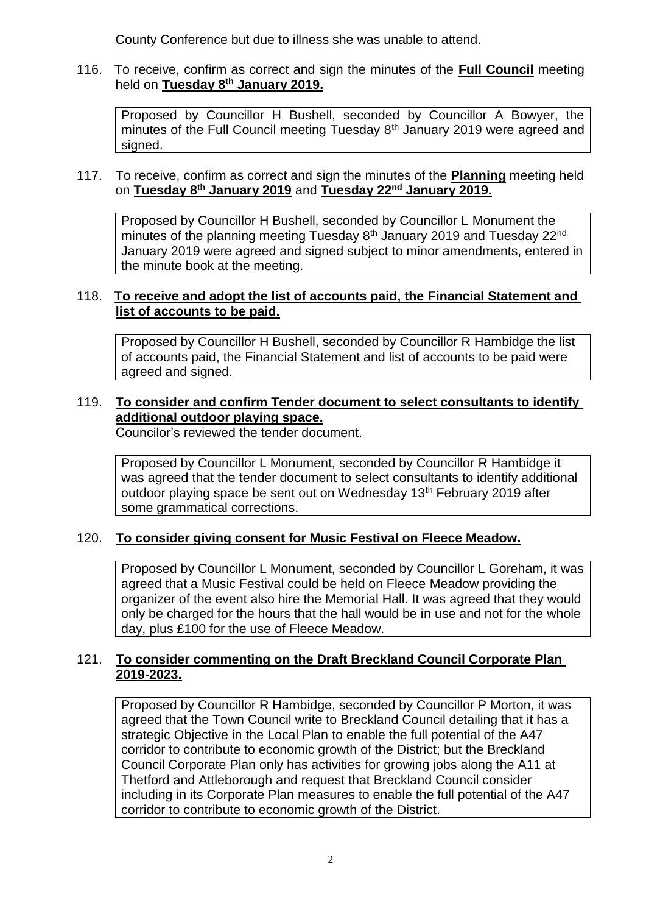County Conference but due to illness she was unable to attend.

116. To receive, confirm as correct and sign the minutes of the **Full Council** meeting held on **Tuesday 8th January 2019.**

Proposed by Councillor H Bushell, seconded by Councillor A Bowyer, the minutes of the Full Council meeting Tuesday 8th January 2019 were agreed and signed.

117. To receive, confirm as correct and sign the minutes of the **Planning** meeting held on **Tuesday 8th January 2019** and **Tuesday 22nd January 2019.**

Proposed by Councillor H Bushell, seconded by Councillor L Monument the minutes of the planning meeting Tuesday 8th January 2019 and Tuesday 22nd January 2019 were agreed and signed subject to minor amendments, entered in the minute book at the meeting.

118. **To receive and adopt the list of accounts paid, the Financial Statement and list of accounts to be paid.**

Proposed by Councillor H Bushell, seconded by Councillor R Hambidge the list of accounts paid, the Financial Statement and list of accounts to be paid were agreed and signed.

119. **To consider and confirm Tender document to select consultants to identify additional outdoor playing space.**

Councilor's reviewed the tender document.

Proposed by Councillor L Monument, seconded by Councillor R Hambidge it was agreed that the tender document to select consultants to identify additional outdoor playing space be sent out on Wednesday 13th February 2019 after some grammatical corrections.

120. **To consider giving consent for Music Festival on Fleece Meadow.**

Proposed by Councillor L Monument, seconded by Councillor L Goreham, it was agreed that a Music Festival could be held on Fleece Meadow providing the organizer of the event also hire the Memorial Hall. It was agreed that they would only be charged for the hours that the hall would be in use and not for the whole day, plus £100 for the use of Fleece Meadow.

121. **To consider commenting on the Draft Breckland Council Corporate Plan 2019-2023.**

Proposed by Councillor R Hambidge, seconded by Councillor P Morton, it was agreed that the Town Council write to Breckland Council detailing that it has a strategic Objective in the Local Plan to enable the full potential of the A47 corridor to contribute to economic growth of the District; but the Breckland Council Corporate Plan only has activities for growing jobs along the A11 at Thetford and Attleborough and request that Breckland Council consider including in its Corporate Plan measures to enable the full potential of the A47 corridor to contribute to economic growth of the District.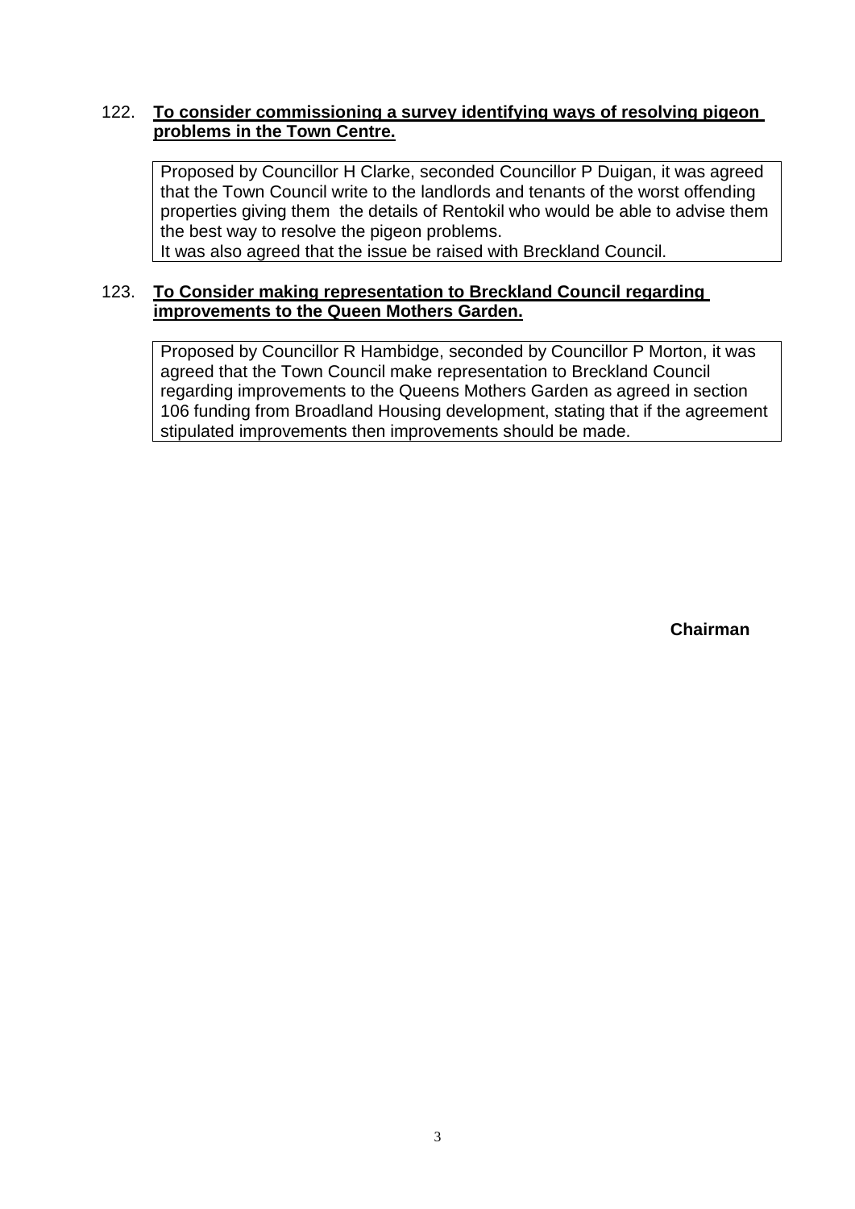122. **To consider commissioning a survey identifying ways of resolving pigeon problems in the Town Centre.**

Proposed by Councillor H Clarke, seconded Councillor P Duigan, it was agreed that the Town Council write to the landlords and tenants of the worst offending properties giving them the details of Rentokil who would be able to advise them the best way to resolve the pigeon problems.
It was also agreed that the issue be raised with Breckland Council.

123. **To Consider making representation to Breckland Council regarding improvements to the Queen Mothers Garden.**

Proposed by Councillor R Hambidge, seconded by Councillor P Morton, it was agreed that the Town Council make representation to Breckland Council regarding improvements to the Queens Mothers Garden as agreed in section 106 funding from Broadland Housing development, stating that if the agreement stipulated improvements then improvements should be made.

**Chairman**